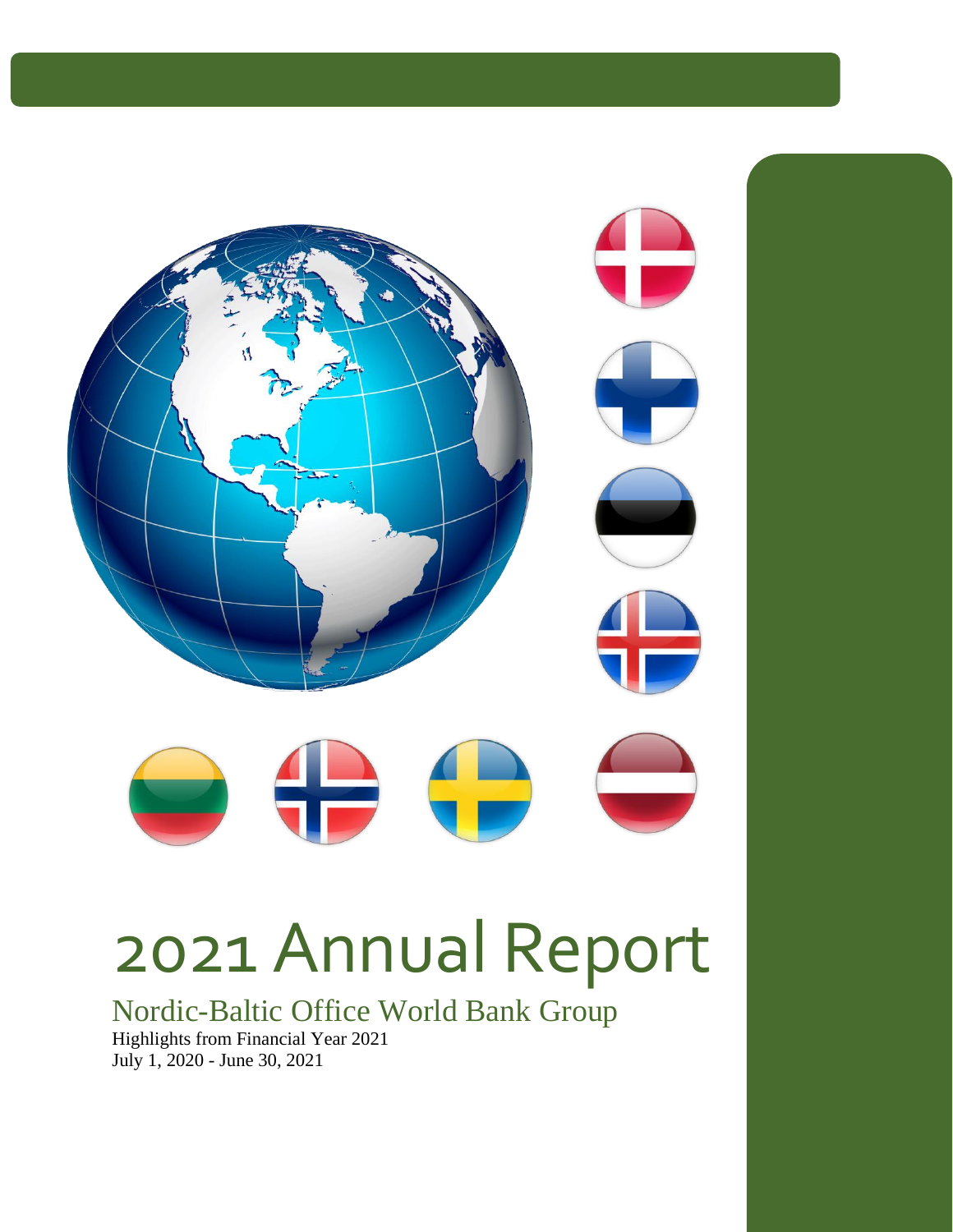# 2021 Annual Report

## Nordic-Baltic Office World Bank Group

Highlights from Financial Year 2021
July 1, 2020 - June 30, 2021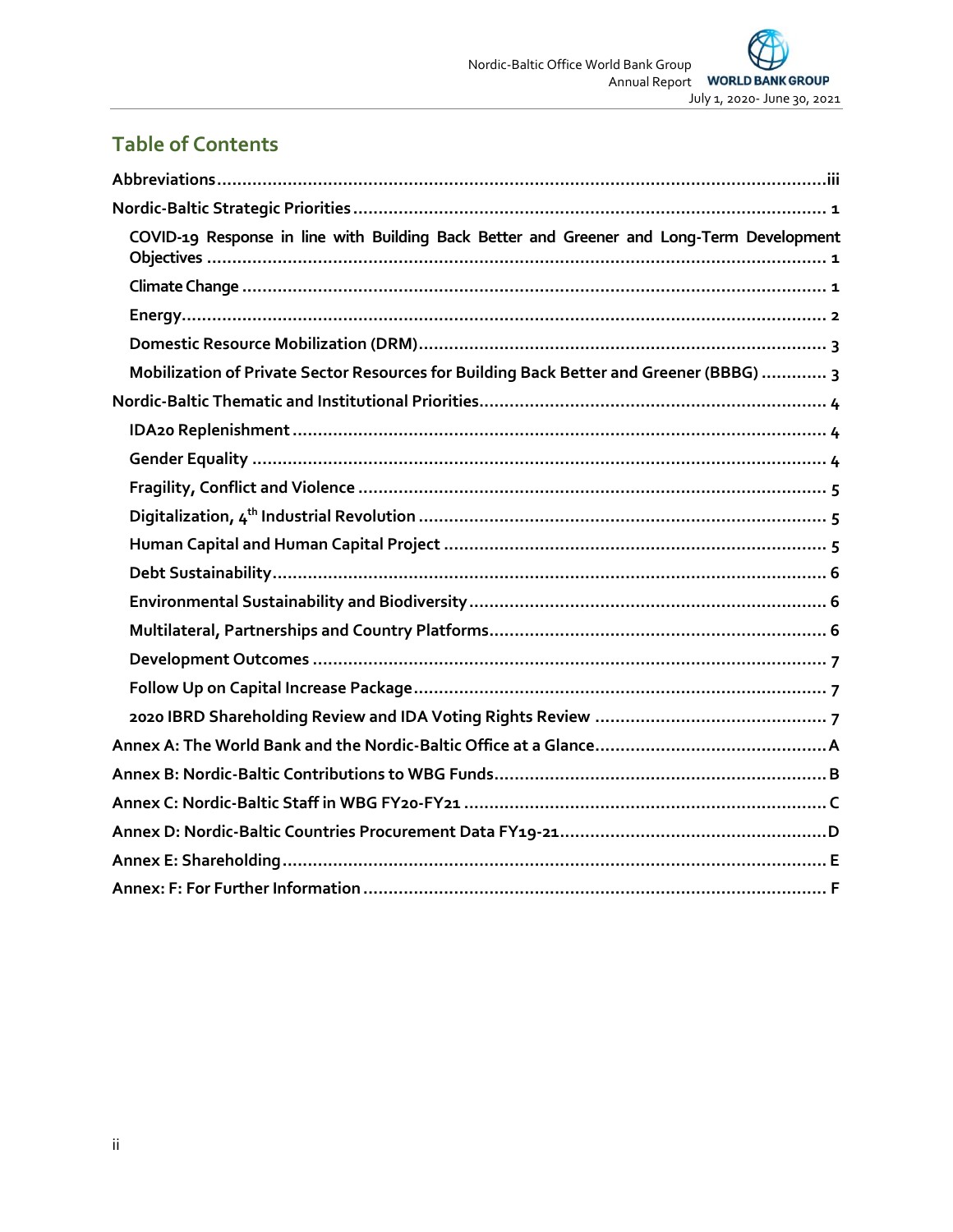## Table of Contents

- **Abbreviations** ... iii
- **Nordic-Baltic Strategic Priorities** ... 1
  - COVID-19 Response in line with Building Back Better and Greener and Long-Term Development Objectives ... 1
  - Climate Change ... 1
  - Energy ... 2
  - Domestic Resource Mobilization (DRM) ... 3
  - Mobilization of Private Sector Resources for Building Back Better and Greener (BBBG) ... 3
- **Nordic-Baltic Thematic and Institutional Priorities** ... 4
  - IDA20 Replenishment ... 4
  - Gender Equality ... 4
  - Fragility, Conflict and Violence ... 5
  - Digitalization, 4th Industrial Revolution ... 5
  - Human Capital and Human Capital Project ... 5
  - Debt Sustainability ... 6
  - Environmental Sustainability and Biodiversity ... 6
  - Multilateral, Partnerships and Country Platforms ... 6
  - Development Outcomes ... 7
  - Follow Up on Capital Increase Package ... 7
  - 2020 IBRD Shareholding Review and IDA Voting Rights Review ... 7
- **Annex A: The World Bank and the Nordic-Baltic Office at a Glance** ... A
- **Annex B: Nordic-Baltic Contributions to WBG Funds** ... B
- **Annex C: Nordic-Baltic Staff in WBG FY20-FY21** ... C
- **Annex D: Nordic-Baltic Countries Procurement Data FY19-21** ... D
- **Annex E: Shareholding** ... E
- **Annex: F: For Further Information** ... F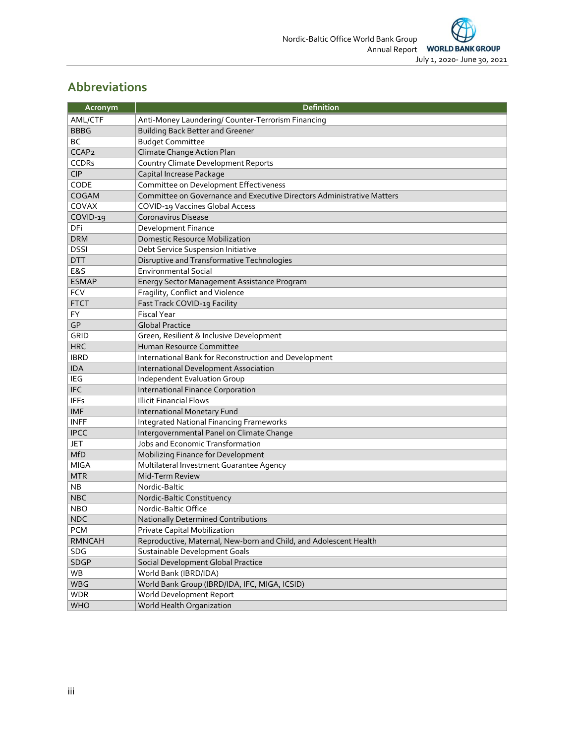## Abbreviations

| Acronym | Definition |
|---|---|
| AML/CTF | Anti-Money Laundering/ Counter-Terrorism Financing |
| BBBG | Building Back Better and Greener |
| BC | Budget Committee |
| CCAP2 | Climate Change Action Plan |
| CCDRs | Country Climate Development Reports |
| CIP | Capital Increase Package |
| CODE | Committee on Development Effectiveness |
| COGAM | Committee on Governance and Executive Directors Administrative Matters |
| COVAX | COVID-19 Vaccines Global Access |
| COVID-19 | Coronavirus Disease |
| DFi | Development Finance |
| DRM | Domestic Resource Mobilization |
| DSSI | Debt Service Suspension Initiative |
| DTT | Disruptive and Transformative Technologies |
| E&S | Environmental Social |
| ESMAP | Energy Sector Management Assistance Program |
| FCV | Fragility, Conflict and Violence |
| FTCT | Fast Track COVID-19 Facility |
| FY | Fiscal Year |
| GP | Global Practice |
| GRID | Green, Resilient & Inclusive Development |
| HRC | Human Resource Committee |
| IBRD | International Bank for Reconstruction and Development |
| IDA | International Development Association |
| IEG | Independent Evaluation Group |
| IFC | International Finance Corporation |
| IFFs | Illicit Financial Flows |
| IMF | International Monetary Fund |
| INFF | Integrated National Financing Frameworks |
| IPCC | Intergovernmental Panel on Climate Change |
| JET | Jobs and Economic Transformation |
| MfD | Mobilizing Finance for Development |
| MIGA | Multilateral Investment Guarantee Agency |
| MTR | Mid-Term Review |
| NB | Nordic-Baltic |
| NBC | Nordic-Baltic Constituency |
| NBO | Nordic-Baltic Office |
| NDC | Nationally Determined Contributions |
| PCM | Private Capital Mobilization |
| RMNCAH | Reproductive, Maternal, New-born and Child, and Adolescent Health |
| SDG | Sustainable Development Goals |
| SDGP | Social Development Global Practice |
| WB | World Bank (IBRD/IDA) |
| WBG | World Bank Group (IBRD/IDA, IFC, MIGA, ICSID) |
| WDR | World Development Report |
| WHO | World Health Organization |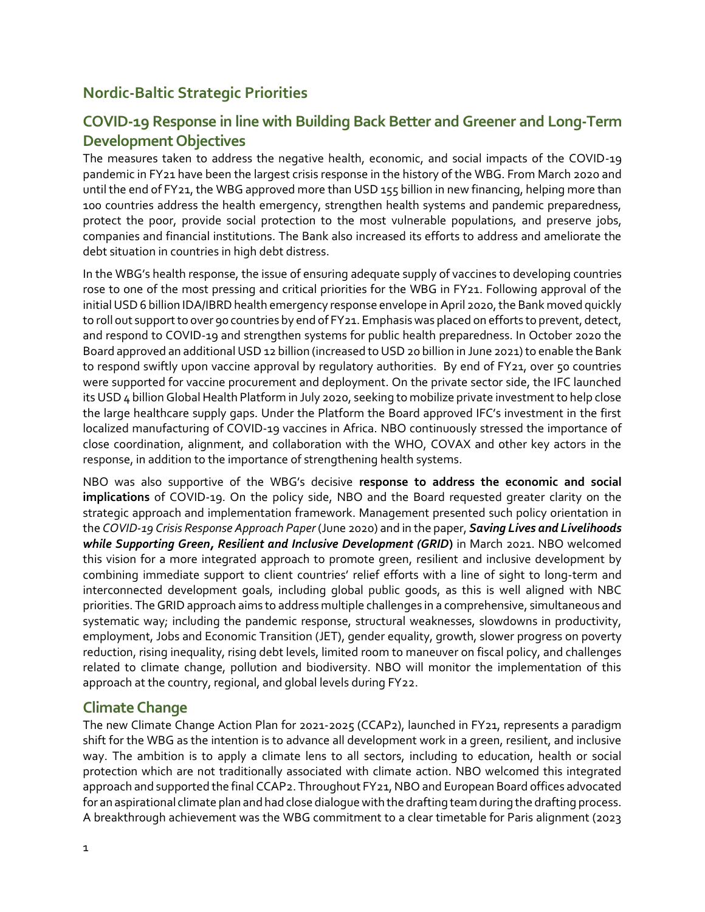## Nordic-Baltic Strategic Priorities

## COVID-19 Response in line with Building Back Better and Greener and Long-Term Development Objectives

The measures taken to address the negative health, economic, and social impacts of the COVID-19 pandemic in FY21 have been the largest crisis response in the history of the WBG. From March 2020 and until the end of FY21, the WBG approved more than USD 155 billion in new financing, helping more than 100 countries address the health emergency, strengthen health systems and pandemic preparedness, protect the poor, provide social protection to the most vulnerable populations, and preserve jobs, companies and financial institutions. The Bank also increased its efforts to address and ameliorate the debt situation in countries in high debt distress.

In the WBG's health response, the issue of ensuring adequate supply of vaccines to developing countries rose to one of the most pressing and critical priorities for the WBG in FY21. Following approval of the initial USD 6 billion IDA/IBRD health emergency response envelope in April 2020, the Bank moved quickly to roll out support to over 90 countries by end of FY21. Emphasis was placed on efforts to prevent, detect, and respond to COVID-19 and strengthen systems for public health preparedness. In October 2020 the Board approved an additional USD 12 billion (increased to USD 20 billion in June 2021) to enable the Bank to respond swiftly upon vaccine approval by regulatory authorities. By end of FY21, over 50 countries were supported for vaccine procurement and deployment. On the private sector side, the IFC launched its USD 4 billion Global Health Platform in July 2020, seeking to mobilize private investment to help close the large healthcare supply gaps. Under the Platform the Board approved IFC's investment in the first localized manufacturing of COVID-19 vaccines in Africa. NBO continuously stressed the importance of close coordination, alignment, and collaboration with the WHO, COVAX and other key actors in the response, in addition to the importance of strengthening health systems.

NBO was also supportive of the WBG's decisive **response to address the economic and social implications** of COVID-19. On the policy side, NBO and the Board requested greater clarity on the strategic approach and implementation framework. Management presented such policy orientation in the *COVID-19 Crisis Response Approach Paper* (June 2020) and in the paper, ***Saving Lives and Livelihoods while Supporting Green, Resilient and Inclusive Development (GRID)*** in March 2021. NBO welcomed this vision for a more integrated approach to promote green, resilient and inclusive development by combining immediate support to client countries' relief efforts with a line of sight to long-term and interconnected development goals, including global public goods, as this is well aligned with NBC priorities. The GRID approach aims to address multiple challenges in a comprehensive, simultaneous and systematic way; including the pandemic response, structural weaknesses, slowdowns in productivity, employment, Jobs and Economic Transition (JET), gender equality, growth, slower progress on poverty reduction, rising inequality, rising debt levels, limited room to maneuver on fiscal policy, and challenges related to climate change, pollution and biodiversity. NBO will monitor the implementation of this approach at the country, regional, and global levels during FY22.

## Climate Change

The new Climate Change Action Plan for 2021-2025 (CCAP2), launched in FY21, represents a paradigm shift for the WBG as the intention is to advance all development work in a green, resilient, and inclusive way. The ambition is to apply a climate lens to all sectors, including to education, health or social protection which are not traditionally associated with climate action. NBO welcomed this integrated approach and supported the final CCAP2. Throughout FY21, NBO and European Board offices advocated for an aspirational climate plan and had close dialogue with the drafting team during the drafting process. A breakthrough achievement was the WBG commitment to a clear timetable for Paris alignment (2023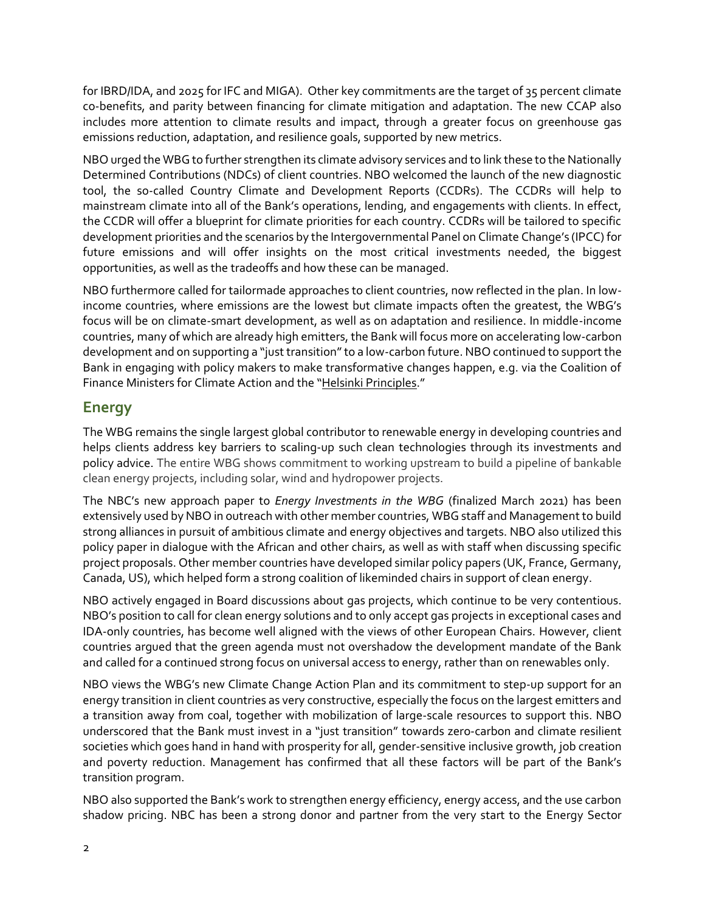for IBRD/IDA, and 2025 for IFC and MIGA). Other key commitments are the target of 35 percent climate co-benefits, and parity between financing for climate mitigation and adaptation. The new CCAP also includes more attention to climate results and impact, through a greater focus on greenhouse gas emissions reduction, adaptation, and resilience goals, supported by new metrics.

NBO urged the WBG to further strengthen its climate advisory services and to link these to the Nationally Determined Contributions (NDCs) of client countries. NBO welcomed the launch of the new diagnostic tool, the so-called Country Climate and Development Reports (CCDRs). The CCDRs will help to mainstream climate into all of the Bank's operations, lending, and engagements with clients. In effect, the CCDR will offer a blueprint for climate priorities for each country. CCDRs will be tailored to specific development priorities and the scenarios by the Intergovernmental Panel on Climate Change's (IPCC) for future emissions and will offer insights on the most critical investments needed, the biggest opportunities, as well as the tradeoffs and how these can be managed.

NBO furthermore called for tailormade approaches to client countries, now reflected in the plan. In low-income countries, where emissions are the lowest but climate impacts often the greatest, the WBG's focus will be on climate-smart development, as well as on adaptation and resilience. In middle-income countries, many of which are already high emitters, the Bank will focus more on accelerating low-carbon development and on supporting a "just transition" to a low-carbon future. NBO continued to support the Bank in engaging with policy makers to make transformative changes happen, e.g. via the Coalition of Finance Ministers for Climate Action and the "Helsinki Principles."

## Energy

The WBG remains the single largest global contributor to renewable energy in developing countries and helps clients address key barriers to scaling-up such clean technologies through its investments and policy advice. The entire WBG shows commitment to working upstream to build a pipeline of bankable clean energy projects, including solar, wind and hydropower projects.

The NBC's new approach paper to *Energy Investments in the WBG* (finalized March 2021) has been extensively used by NBO in outreach with other member countries, WBG staff and Management to build strong alliances in pursuit of ambitious climate and energy objectives and targets. NBO also utilized this policy paper in dialogue with the African and other chairs, as well as with staff when discussing specific project proposals. Other member countries have developed similar policy papers (UK, France, Germany, Canada, US), which helped form a strong coalition of likeminded chairs in support of clean energy.

NBO actively engaged in Board discussions about gas projects, which continue to be very contentious. NBO's position to call for clean energy solutions and to only accept gas projects in exceptional cases and IDA-only countries, has become well aligned with the views of other European Chairs. However, client countries argued that the green agenda must not overshadow the development mandate of the Bank and called for a continued strong focus on universal access to energy, rather than on renewables only.

NBO views the WBG's new Climate Change Action Plan and its commitment to step-up support for an energy transition in client countries as very constructive, especially the focus on the largest emitters and a transition away from coal, together with mobilization of large-scale resources to support this. NBO underscored that the Bank must invest in a "just transition" towards zero-carbon and climate resilient societies which goes hand in hand with prosperity for all, gender-sensitive inclusive growth, job creation and poverty reduction. Management has confirmed that all these factors will be part of the Bank's transition program.

NBO also supported the Bank's work to strengthen energy efficiency, energy access, and the use carbon shadow pricing. NBC has been a strong donor and partner from the very start to the Energy Sector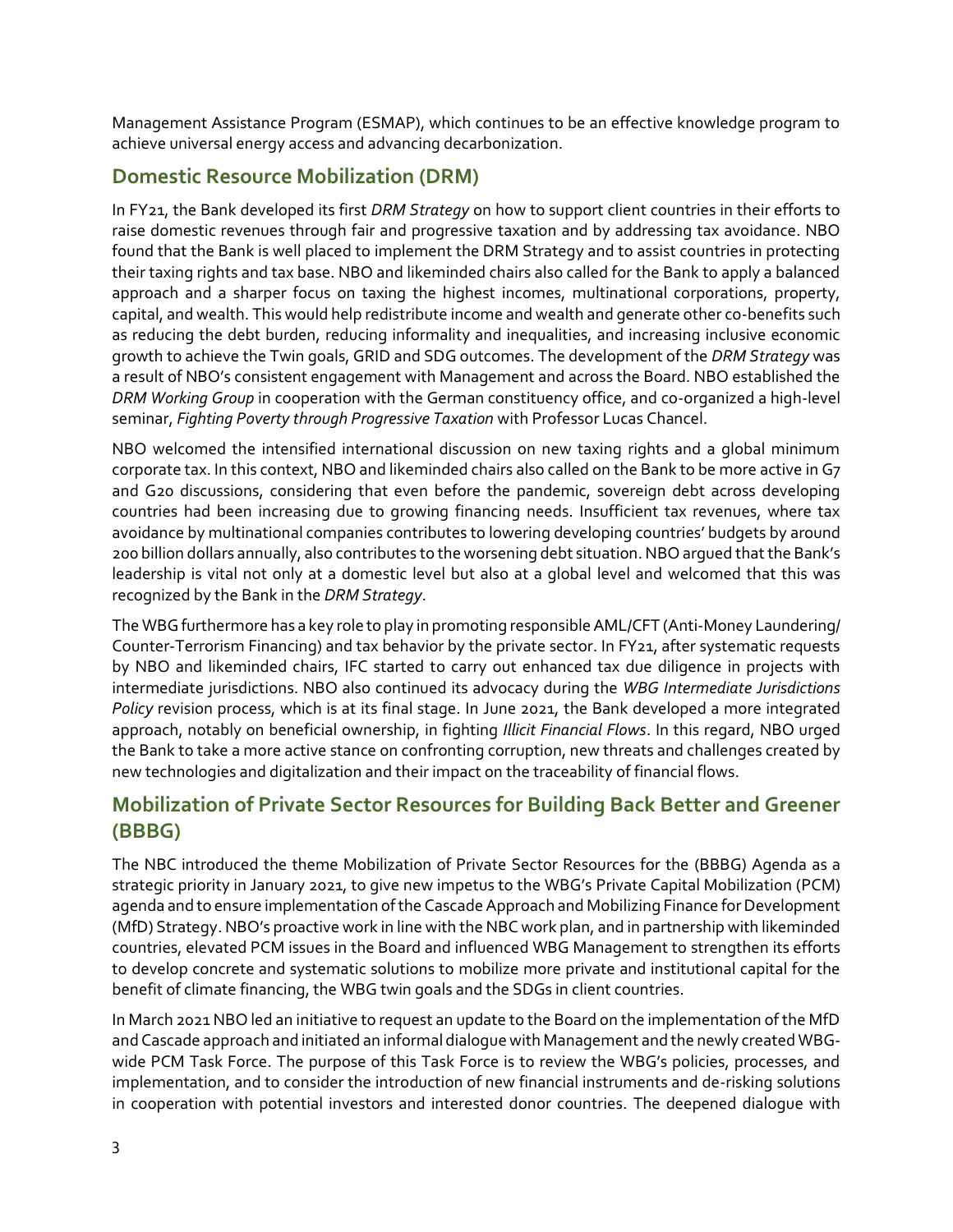Management Assistance Program (ESMAP), which continues to be an effective knowledge program to achieve universal energy access and advancing decarbonization.

## Domestic Resource Mobilization (DRM)

In FY21, the Bank developed its first *DRM Strategy* on how to support client countries in their efforts to raise domestic revenues through fair and progressive taxation and by addressing tax avoidance. NBO found that the Bank is well placed to implement the DRM Strategy and to assist countries in protecting their taxing rights and tax base. NBO and likeminded chairs also called for the Bank to apply a balanced approach and a sharper focus on taxing the highest incomes, multinational corporations, property, capital, and wealth. This would help redistribute income and wealth and generate other co-benefits such as reducing the debt burden, reducing informality and inequalities, and increasing inclusive economic growth to achieve the Twin goals, GRID and SDG outcomes. The development of the *DRM Strategy* was a result of NBO's consistent engagement with Management and across the Board. NBO established the *DRM Working Group* in cooperation with the German constituency office, and co-organized a high-level seminar, *Fighting Poverty through Progressive Taxation* with Professor Lucas Chancel.

NBO welcomed the intensified international discussion on new taxing rights and a global minimum corporate tax. In this context, NBO and likeminded chairs also called on the Bank to be more active in G7 and G20 discussions, considering that even before the pandemic, sovereign debt across developing countries had been increasing due to growing financing needs. Insufficient tax revenues, where tax avoidance by multinational companies contributes to lowering developing countries' budgets by around 200 billion dollars annually, also contributes to the worsening debt situation. NBO argued that the Bank's leadership is vital not only at a domestic level but also at a global level and welcomed that this was recognized by the Bank in the *DRM Strategy*.

The WBG furthermore has a key role to play in promoting responsible AML/CFT (Anti-Money Laundering/ Counter-Terrorism Financing) and tax behavior by the private sector. In FY21, after systematic requests by NBO and likeminded chairs, IFC started to carry out enhanced tax due diligence in projects with intermediate jurisdictions. NBO also continued its advocacy during the *WBG Intermediate Jurisdictions Policy* revision process, which is at its final stage. In June 2021, the Bank developed a more integrated approach, notably on beneficial ownership, in fighting *Illicit Financial Flows*. In this regard, NBO urged the Bank to take a more active stance on confronting corruption, new threats and challenges created by new technologies and digitalization and their impact on the traceability of financial flows.

## Mobilization of Private Sector Resources for Building Back Better and Greener (BBBG)

The NBC introduced the theme Mobilization of Private Sector Resources for the (BBBG) Agenda as a strategic priority in January 2021, to give new impetus to the WBG's Private Capital Mobilization (PCM) agenda and to ensure implementation of the Cascade Approach and Mobilizing Finance for Development (MfD) Strategy. NBO's proactive work in line with the NBC work plan, and in partnership with likeminded countries, elevated PCM issues in the Board and influenced WBG Management to strengthen its efforts to develop concrete and systematic solutions to mobilize more private and institutional capital for the benefit of climate financing, the WBG twin goals and the SDGs in client countries.

In March 2021 NBO led an initiative to request an update to the Board on the implementation of the MfD and Cascade approach and initiated an informal dialogue with Management and the newly created WBG-wide PCM Task Force. The purpose of this Task Force is to review the WBG's policies, processes, and implementation, and to consider the introduction of new financial instruments and de-risking solutions in cooperation with potential investors and interested donor countries. The deepened dialogue with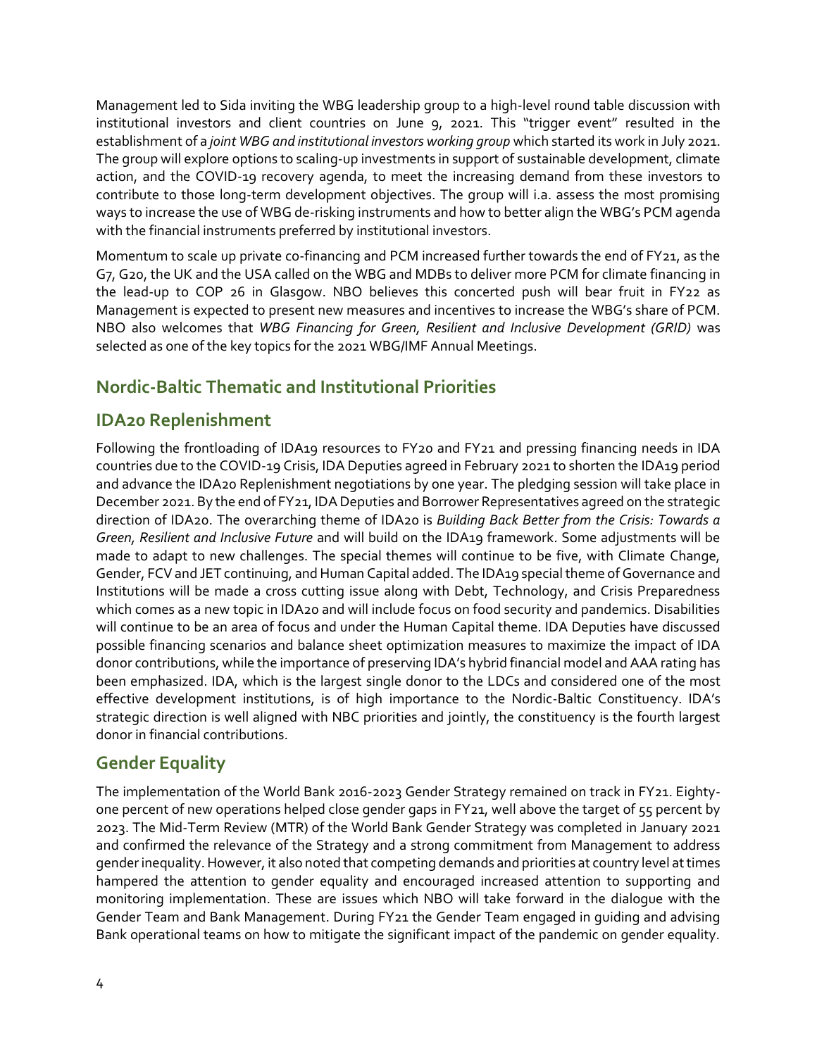Management led to Sida inviting the WBG leadership group to a high-level round table discussion with institutional investors and client countries on June 9, 2021. This "trigger event" resulted in the establishment of a *joint WBG and institutional investors working group* which started its work in July 2021. The group will explore options to scaling-up investments in support of sustainable development, climate action, and the COVID-19 recovery agenda, to meet the increasing demand from these investors to contribute to those long-term development objectives. The group will i.a. assess the most promising ways to increase the use of WBG de-risking instruments and how to better align the WBG's PCM agenda with the financial instruments preferred by institutional investors.

Momentum to scale up private co-financing and PCM increased further towards the end of FY21, as the G7, G20, the UK and the USA called on the WBG and MDBs to deliver more PCM for climate financing in the lead-up to COP 26 in Glasgow. NBO believes this concerted push will bear fruit in FY22 as Management is expected to present new measures and incentives to increase the WBG's share of PCM. NBO also welcomes that *WBG Financing for Green, Resilient and Inclusive Development (GRID)* was selected as one of the key topics for the 2021 WBG/IMF Annual Meetings.

## Nordic-Baltic Thematic and Institutional Priorities

## IDA20 Replenishment

Following the frontloading of IDA19 resources to FY20 and FY21 and pressing financing needs in IDA countries due to the COVID-19 Crisis, IDA Deputies agreed in February 2021 to shorten the IDA19 period and advance the IDA20 Replenishment negotiations by one year. The pledging session will take place in December 2021. By the end of FY21, IDA Deputies and Borrower Representatives agreed on the strategic direction of IDA20. The overarching theme of IDA20 is *Building Back Better from the Crisis: Towards a Green, Resilient and Inclusive Future* and will build on the IDA19 framework. Some adjustments will be made to adapt to new challenges. The special themes will continue to be five, with Climate Change, Gender, FCV and JET continuing, and Human Capital added. The IDA19 special theme of Governance and Institutions will be made a cross cutting issue along with Debt, Technology, and Crisis Preparedness which comes as a new topic in IDA20 and will include focus on food security and pandemics. Disabilities will continue to be an area of focus and under the Human Capital theme. IDA Deputies have discussed possible financing scenarios and balance sheet optimization measures to maximize the impact of IDA donor contributions, while the importance of preserving IDA's hybrid financial model and AAA rating has been emphasized. IDA, which is the largest single donor to the LDCs and considered one of the most effective development institutions, is of high importance to the Nordic-Baltic Constituency. IDA's strategic direction is well aligned with NBC priorities and jointly, the constituency is the fourth largest donor in financial contributions.

## Gender Equality

The implementation of the World Bank 2016-2023 Gender Strategy remained on track in FY21. Eighty-one percent of new operations helped close gender gaps in FY21, well above the target of 55 percent by 2023. The Mid-Term Review (MTR) of the World Bank Gender Strategy was completed in January 2021 and confirmed the relevance of the Strategy and a strong commitment from Management to address gender inequality. However, it also noted that competing demands and priorities at country level at times hampered the attention to gender equality and encouraged increased attention to supporting and monitoring implementation. These are issues which NBO will take forward in the dialogue with the Gender Team and Bank Management. During FY21 the Gender Team engaged in guiding and advising Bank operational teams on how to mitigate the significant impact of the pandemic on gender equality.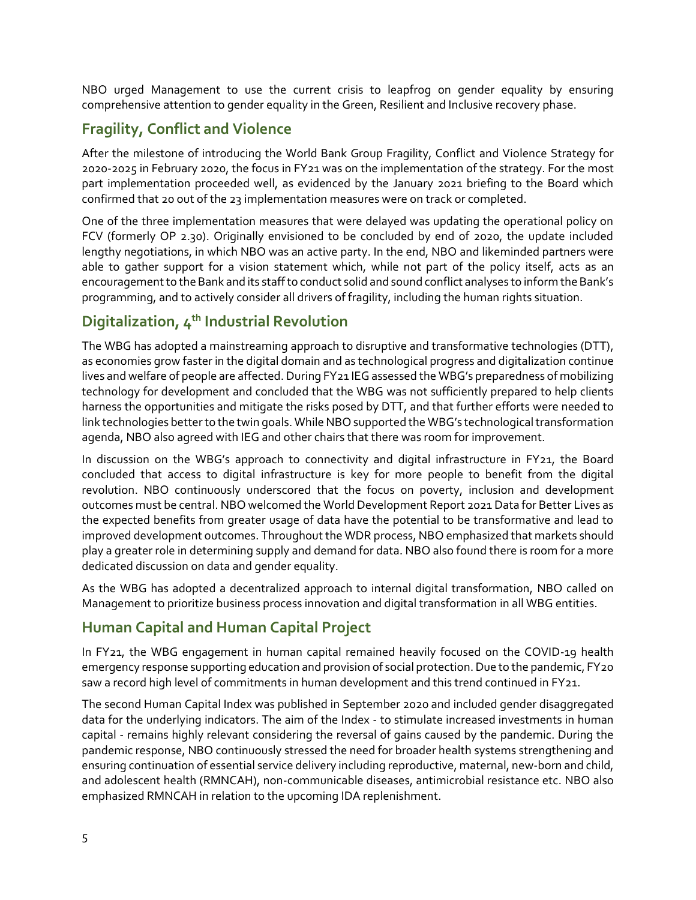NBO urged Management to use the current crisis to leapfrog on gender equality by ensuring comprehensive attention to gender equality in the Green, Resilient and Inclusive recovery phase.

## Fragility, Conflict and Violence

After the milestone of introducing the World Bank Group Fragility, Conflict and Violence Strategy for 2020-2025 in February 2020, the focus in FY21 was on the implementation of the strategy. For the most part implementation proceeded well, as evidenced by the January 2021 briefing to the Board which confirmed that 20 out of the 23 implementation measures were on track or completed.

One of the three implementation measures that were delayed was updating the operational policy on FCV (formerly OP 2.30). Originally envisioned to be concluded by end of 2020, the update included lengthy negotiations, in which NBO was an active party. In the end, NBO and likeminded partners were able to gather support for a vision statement which, while not part of the policy itself, acts as an encouragement to the Bank and its staff to conduct solid and sound conflict analyses to inform the Bank's programming, and to actively consider all drivers of fragility, including the human rights situation.

## Digitalization, 4th Industrial Revolution

The WBG has adopted a mainstreaming approach to disruptive and transformative technologies (DTT), as economies grow faster in the digital domain and as technological progress and digitalization continue lives and welfare of people are affected. During FY21 IEG assessed the WBG's preparedness of mobilizing technology for development and concluded that the WBG was not sufficiently prepared to help clients harness the opportunities and mitigate the risks posed by DTT, and that further efforts were needed to link technologies better to the twin goals. While NBO supported the WBG's technological transformation agenda, NBO also agreed with IEG and other chairs that there was room for improvement.

In discussion on the WBG's approach to connectivity and digital infrastructure in FY21, the Board concluded that access to digital infrastructure is key for more people to benefit from the digital revolution. NBO continuously underscored that the focus on poverty, inclusion and development outcomes must be central. NBO welcomed the World Development Report 2021 Data for Better Lives as the expected benefits from greater usage of data have the potential to be transformative and lead to improved development outcomes. Throughout the WDR process, NBO emphasized that markets should play a greater role in determining supply and demand for data. NBO also found there is room for a more dedicated discussion on data and gender equality.

As the WBG has adopted a decentralized approach to internal digital transformation, NBO called on Management to prioritize business process innovation and digital transformation in all WBG entities.

## Human Capital and Human Capital Project

In FY21, the WBG engagement in human capital remained heavily focused on the COVID-19 health emergency response supporting education and provision of social protection. Due to the pandemic, FY20 saw a record high level of commitments in human development and this trend continued in FY21.

The second Human Capital Index was published in September 2020 and included gender disaggregated data for the underlying indicators. The aim of the Index - to stimulate increased investments in human capital - remains highly relevant considering the reversal of gains caused by the pandemic. During the pandemic response, NBO continuously stressed the need for broader health systems strengthening and ensuring continuation of essential service delivery including reproductive, maternal, new-born and child, and adolescent health (RMNCAH), non-communicable diseases, antimicrobial resistance etc. NBO also emphasized RMNCAH in relation to the upcoming IDA replenishment.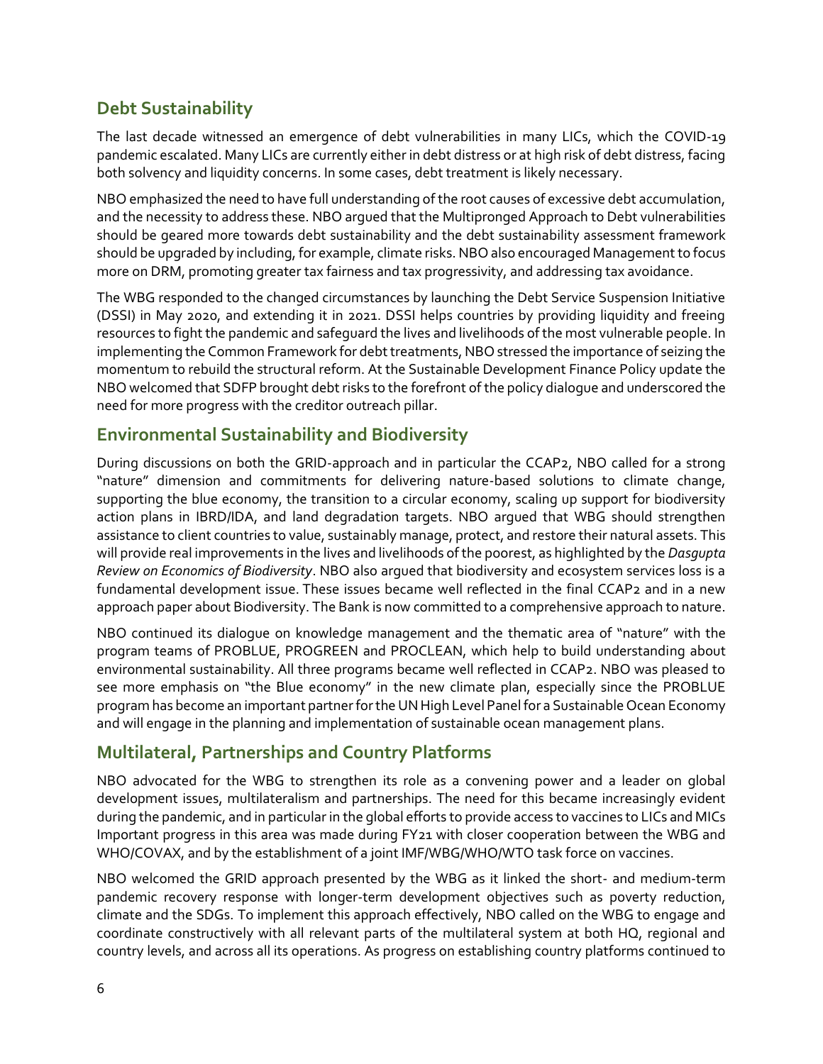## Debt Sustainability

The last decade witnessed an emergence of debt vulnerabilities in many LICs, which the COVID-19 pandemic escalated. Many LICs are currently either in debt distress or at high risk of debt distress, facing both solvency and liquidity concerns. In some cases, debt treatment is likely necessary.

NBO emphasized the need to have full understanding of the root causes of excessive debt accumulation, and the necessity to address these. NBO argued that the Multipronged Approach to Debt vulnerabilities should be geared more towards debt sustainability and the debt sustainability assessment framework should be upgraded by including, for example, climate risks. NBO also encouraged Management to focus more on DRM, promoting greater tax fairness and tax progressivity, and addressing tax avoidance.

The WBG responded to the changed circumstances by launching the Debt Service Suspension Initiative (DSSI) in May 2020, and extending it in 2021. DSSI helps countries by providing liquidity and freeing resources to fight the pandemic and safeguard the lives and livelihoods of the most vulnerable people. In implementing the Common Framework for debt treatments, NBO stressed the importance of seizing the momentum to rebuild the structural reform. At the Sustainable Development Finance Policy update the NBO welcomed that SDFP brought debt risks to the forefront of the policy dialogue and underscored the need for more progress with the creditor outreach pillar.

## Environmental Sustainability and Biodiversity

During discussions on both the GRID-approach and in particular the CCAP2, NBO called for a strong "nature" dimension and commitments for delivering nature-based solutions to climate change, supporting the blue economy, the transition to a circular economy, scaling up support for biodiversity action plans in IBRD/IDA, and land degradation targets. NBO argued that WBG should strengthen assistance to client countries to value, sustainably manage, protect, and restore their natural assets. This will provide real improvements in the lives and livelihoods of the poorest, as highlighted by the *Dasgupta Review on Economics of Biodiversity*. NBO also argued that biodiversity and ecosystem services loss is a fundamental development issue. These issues became well reflected in the final CCAP2 and in a new approach paper about Biodiversity. The Bank is now committed to a comprehensive approach to nature.

NBO continued its dialogue on knowledge management and the thematic area of "nature" with the program teams of PROBLUE, PROGREEN and PROCLEAN, which help to build understanding about environmental sustainability. All three programs became well reflected in CCAP2. NBO was pleased to see more emphasis on "the Blue economy" in the new climate plan, especially since the PROBLUE program has become an important partner for the UN High Level Panel for a Sustainable Ocean Economy and will engage in the planning and implementation of sustainable ocean management plans.

## Multilateral, Partnerships and Country Platforms

NBO advocated for the WBG to strengthen its role as a convening power and a leader on global development issues, multilateralism and partnerships. The need for this became increasingly evident during the pandemic, and in particular in the global efforts to provide access to vaccines to LICs and MICs Important progress in this area was made during FY21 with closer cooperation between the WBG and WHO/COVAX, and by the establishment of a joint IMF/WBG/WHO/WTO task force on vaccines.

NBO welcomed the GRID approach presented by the WBG as it linked the short- and medium-term pandemic recovery response with longer-term development objectives such as poverty reduction, climate and the SDGs. To implement this approach effectively, NBO called on the WBG to engage and coordinate constructively with all relevant parts of the multilateral system at both HQ, regional and country levels, and across all its operations. As progress on establishing country platforms continued to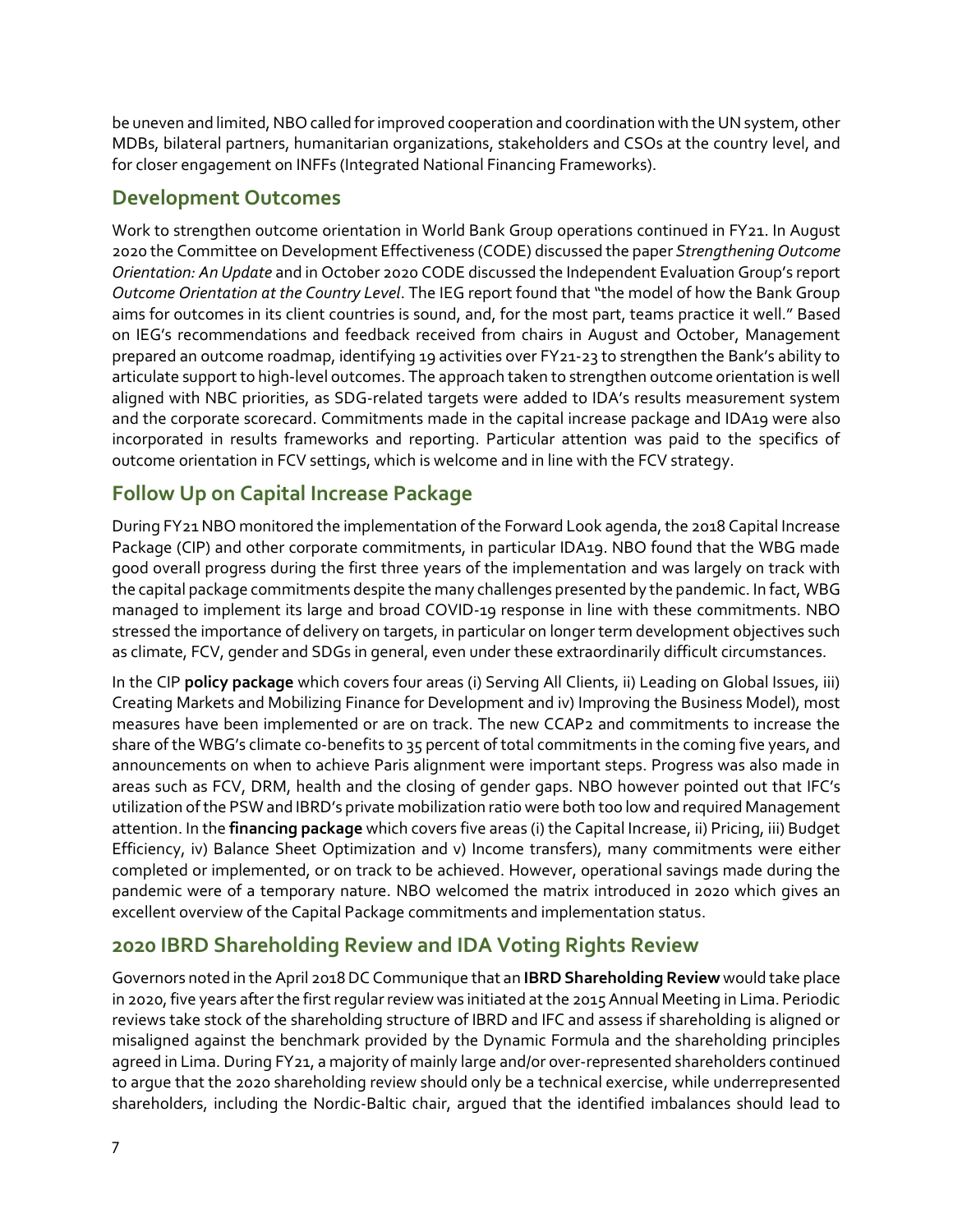be uneven and limited, NBO called for improved cooperation and coordination with the UN system, other MDBs, bilateral partners, humanitarian organizations, stakeholders and CSOs at the country level, and for closer engagement on INFFs (Integrated National Financing Frameworks).

## Development Outcomes

Work to strengthen outcome orientation in World Bank Group operations continued in FY21. In August 2020 the Committee on Development Effectiveness (CODE) discussed the paper *Strengthening Outcome Orientation: An Update* and in October 2020 CODE discussed the Independent Evaluation Group's report *Outcome Orientation at the Country Level*. The IEG report found that "the model of how the Bank Group aims for outcomes in its client countries is sound, and, for the most part, teams practice it well." Based on IEG's recommendations and feedback received from chairs in August and October, Management prepared an outcome roadmap, identifying 19 activities over FY21-23 to strengthen the Bank's ability to articulate support to high-level outcomes. The approach taken to strengthen outcome orientation is well aligned with NBC priorities, as SDG-related targets were added to IDA's results measurement system and the corporate scorecard. Commitments made in the capital increase package and IDA19 were also incorporated in results frameworks and reporting. Particular attention was paid to the specifics of outcome orientation in FCV settings, which is welcome and in line with the FCV strategy.

## Follow Up on Capital Increase Package

During FY21 NBO monitored the implementation of the Forward Look agenda, the 2018 Capital Increase Package (CIP) and other corporate commitments, in particular IDA19. NBO found that the WBG made good overall progress during the first three years of the implementation and was largely on track with the capital package commitments despite the many challenges presented by the pandemic. In fact, WBG managed to implement its large and broad COVID-19 response in line with these commitments. NBO stressed the importance of delivery on targets, in particular on longer term development objectives such as climate, FCV, gender and SDGs in general, even under these extraordinarily difficult circumstances.

In the CIP **policy package** which covers four areas (i) Serving All Clients, ii) Leading on Global Issues, iii) Creating Markets and Mobilizing Finance for Development and iv) Improving the Business Model), most measures have been implemented or are on track. The new CCAP2 and commitments to increase the share of the WBG's climate co-benefits to 35 percent of total commitments in the coming five years, and announcements on when to achieve Paris alignment were important steps. Progress was also made in areas such as FCV, DRM, health and the closing of gender gaps. NBO however pointed out that IFC's utilization of the PSW and IBRD's private mobilization ratio were both too low and required Management attention. In the **financing package** which covers five areas (i) the Capital Increase, ii) Pricing, iii) Budget Efficiency, iv) Balance Sheet Optimization and v) Income transfers), many commitments were either completed or implemented, or on track to be achieved. However, operational savings made during the pandemic were of a temporary nature. NBO welcomed the matrix introduced in 2020 which gives an excellent overview of the Capital Package commitments and implementation status.

## 2020 IBRD Shareholding Review and IDA Voting Rights Review

Governors noted in the April 2018 DC Communique that an **IBRD Shareholding Review** would take place in 2020, five years after the first regular review was initiated at the 2015 Annual Meeting in Lima. Periodic reviews take stock of the shareholding structure of IBRD and IFC and assess if shareholding is aligned or misaligned against the benchmark provided by the Dynamic Formula and the shareholding principles agreed in Lima. During FY21, a majority of mainly large and/or over-represented shareholders continued to argue that the 2020 shareholding review should only be a technical exercise, while underrepresented shareholders, including the Nordic-Baltic chair, argued that the identified imbalances should lead to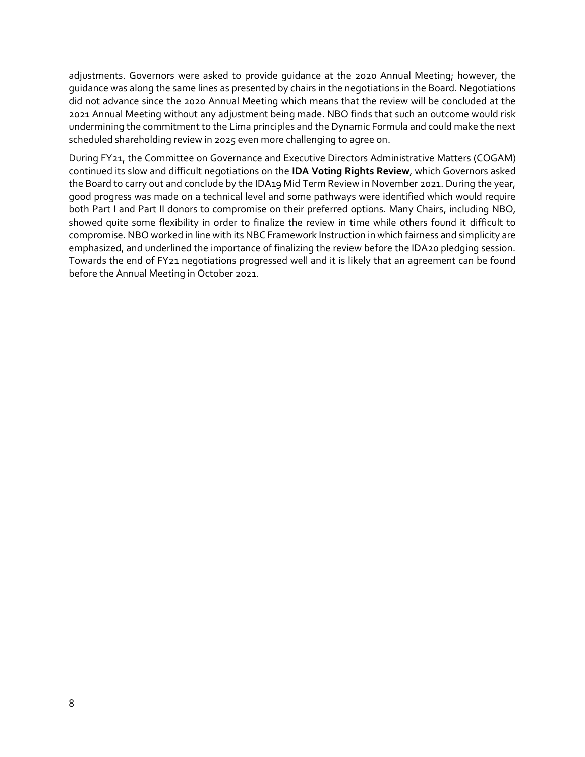adjustments. Governors were asked to provide guidance at the 2020 Annual Meeting; however, the guidance was along the same lines as presented by chairs in the negotiations in the Board. Negotiations did not advance since the 2020 Annual Meeting which means that the review will be concluded at the 2021 Annual Meeting without any adjustment being made. NBO finds that such an outcome would risk undermining the commitment to the Lima principles and the Dynamic Formula and could make the next scheduled shareholding review in 2025 even more challenging to agree on.

During FY21, the Committee on Governance and Executive Directors Administrative Matters (COGAM) continued its slow and difficult negotiations on the **IDA Voting Rights Review**, which Governors asked the Board to carry out and conclude by the IDA19 Mid Term Review in November 2021. During the year, good progress was made on a technical level and some pathways were identified which would require both Part I and Part II donors to compromise on their preferred options. Many Chairs, including NBO, showed quite some flexibility in order to finalize the review in time while others found it difficult to compromise. NBO worked in line with its NBC Framework Instruction in which fairness and simplicity are emphasized, and underlined the importance of finalizing the review before the IDA20 pledging session. Towards the end of FY21 negotiations progressed well and it is likely that an agreement can be found before the Annual Meeting in October 2021.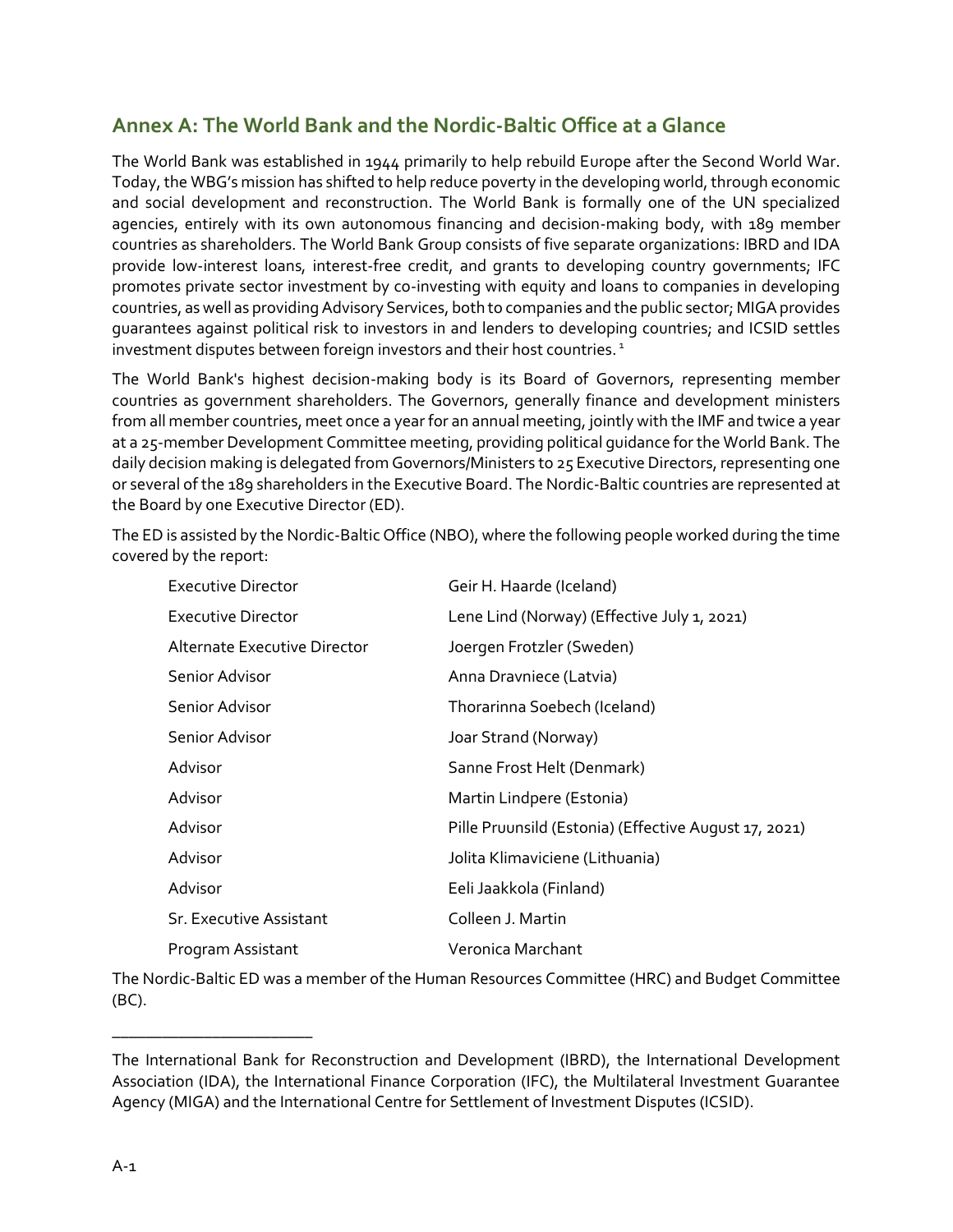## Annex A: The World Bank and the Nordic-Baltic Office at a Glance

The World Bank was established in 1944 primarily to help rebuild Europe after the Second World War. Today, the WBG's mission has shifted to help reduce poverty in the developing world, through economic and social development and reconstruction. The World Bank is formally one of the UN specialized agencies, entirely with its own autonomous financing and decision-making body, with 189 member countries as shareholders. The World Bank Group consists of five separate organizations: IBRD and IDA provide low-interest loans, interest-free credit, and grants to developing country governments; IFC promotes private sector investment by co-investing with equity and loans to companies in developing countries, as well as providing Advisory Services, both to companies and the public sector; MIGA provides guarantees against political risk to investors in and lenders to developing countries; and ICSID settles investment disputes between foreign investors and their host countries. [1]

The World Bank's highest decision-making body is its Board of Governors, representing member countries as government shareholders. The Governors, generally finance and development ministers from all member countries, meet once a year for an annual meeting, jointly with the IMF and twice a year at a 25-member Development Committee meeting, providing political guidance for the World Bank. The daily decision making is delegated from Governors/Ministers to 25 Executive Directors, representing one or several of the 189 shareholders in the Executive Board. The Nordic-Baltic countries are represented at the Board by one Executive Director (ED).

The ED is assisted by the Nordic-Baltic Office (NBO), where the following people worked during the time covered by the report:

| | |
|---|---|
| Executive Director | Geir H. Haarde (Iceland) |
| Executive Director | Lene Lind (Norway) (Effective July 1, 2021) |
| Alternate Executive Director | Joergen Frotzler (Sweden) |
| Senior Advisor | Anna Dravniece (Latvia) |
| Senior Advisor | Thorarinna Soebech (Iceland) |
| Senior Advisor | Joar Strand (Norway) |
| Advisor | Sanne Frost Helt (Denmark) |
| Advisor | Martin Lindpere (Estonia) |
| Advisor | Pille Pruunsild (Estonia) (Effective August 17, 2021) |
| Advisor | Jolita Klimaviciene (Lithuania) |
| Advisor | Eeli Jaakkola (Finland) |
| Sr. Executive Assistant | Colleen J. Martin |
| Program Assistant | Veronica Marchant |

The Nordic-Baltic ED was a member of the Human Resources Committee (HRC) and Budget Committee (BC).

---

The International Bank for Reconstruction and Development (IBRD), the International Development Association (IDA), the International Finance Corporation (IFC), the Multilateral Investment Guarantee Agency (MIGA) and the International Centre for Settlement of Investment Disputes (ICSID).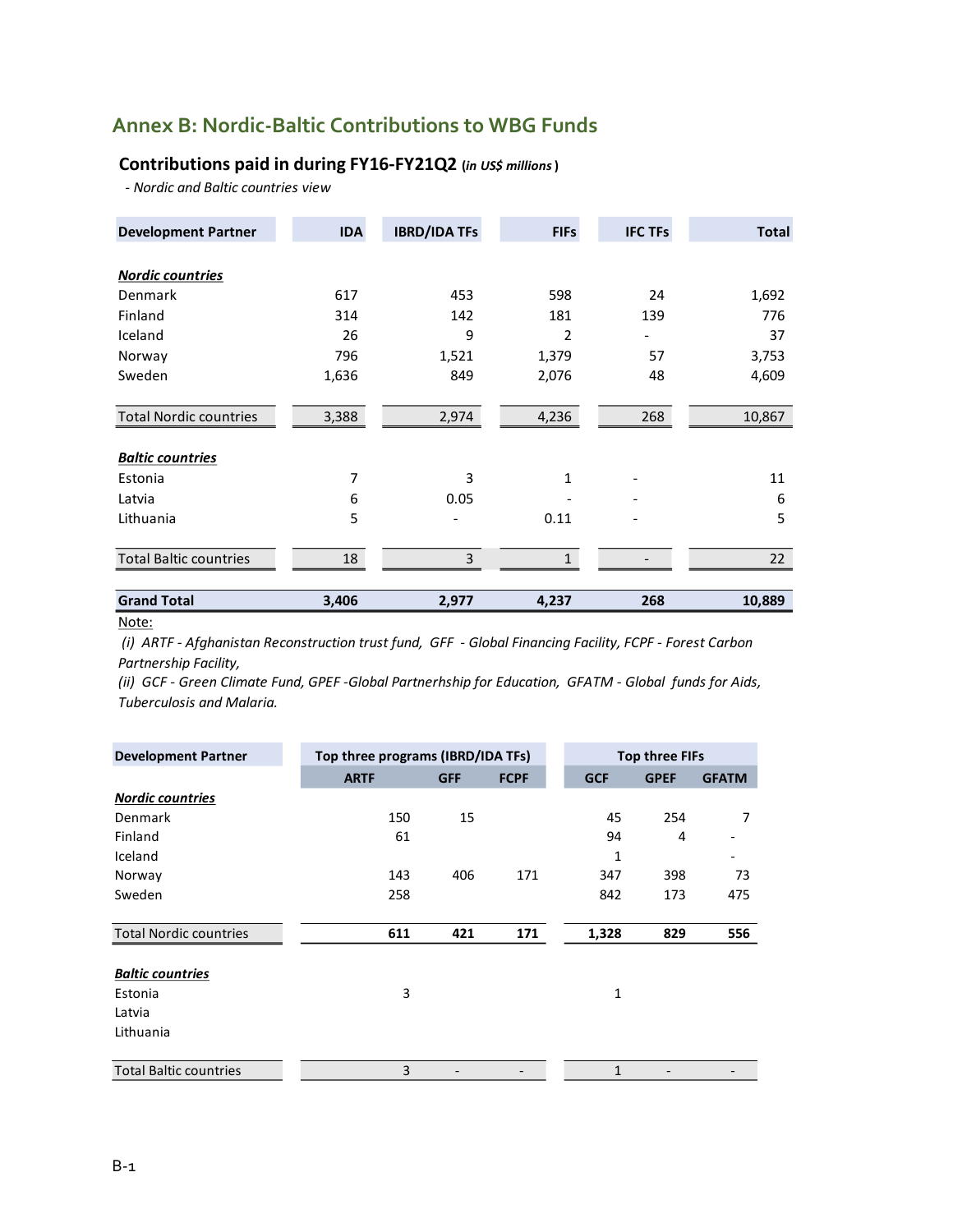## Annex B: Nordic-Baltic Contributions to WBG Funds

### Contributions paid in during FY16-FY21Q2 *(in US$ millions)*

*- Nordic and Baltic countries view*

| Development Partner | IDA | IBRD/IDA TFs | FIFs | IFC TFs | Total |
|---|---|---|---|---|---|
| ***Nordic countries*** | | | | | |
| Denmark | 617 | 453 | 598 | 24 | 1,692 |
| Finland | 314 | 142 | 181 | 139 | 776 |
| Iceland | 26 | 9 | 2 | - | 37 |
| Norway | 796 | 1,521 | 1,379 | 57 | 3,753 |
| Sweden | 1,636 | 849 | 2,076 | 48 | 4,609 |
| Total Nordic countries | 3,388 | 2,974 | 4,236 | 268 | 10,867 |
| ***Baltic countries*** | | | | | |
| Estonia | 7 | 3 | 1 | - | 11 |
| Latvia | 6 | 0.05 | - | - | 6 |
| Lithuania | 5 | - | 0.11 | - | 5 |
| Total Baltic countries | 18 | 3 | 1 | - | 22 |
| **Grand Total** | **3,406** | **2,977** | **4,237** | **268** | **10,889** |

Note:

*(i) ARTF - Afghanistan Reconstruction trust fund, GFF - Global Financing Facility, FCPF - Forest Carbon Partnership Facility,*

*(ii) GCF - Green Climate Fund, GPEF -Global Partnerhship for Education, GFATM - Global funds for Aids, Tuberculosis and Malaria.*

| Development Partner | Top three programs (IBRD/IDA TFs) | | | Top three FIFs | | |
|---|---|---|---|---|---|---|
| | ARTF | GFF | FCPF | GCF | GPEF | GFATM |
| ***Nordic countries*** | | | | | | |
| Denmark | 150 | 15 | | 45 | 254 | 7 |
| Finland | 61 | | | 94 | 4 | - |
| Iceland | | | | 1 | | - |
| Norway | 143 | 406 | 171 | 347 | 398 | 73 |
| Sweden | 258 | | | 842 | 173 | 475 |
| Total Nordic countries | 611 | 421 | 171 | 1,328 | 829 | 556 |
| ***Baltic countries*** | | | | | | |
| Estonia | 3 | | | 1 | | |
| Latvia | | | | | | |
| Lithuania | | | | | | |
| Total Baltic countries | 3 | - | - | 1 | - | - |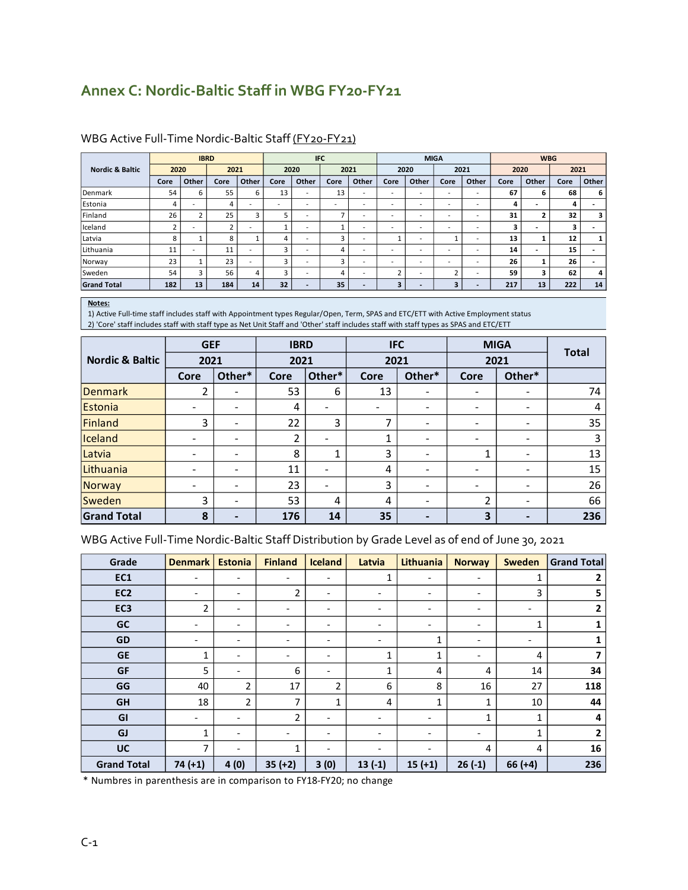# Annex C: Nordic-Baltic Staff in WBG FY20-FY21

WBG Active Full-Time Nordic-Baltic Staff (FY20-FY21)

| Nordic & Baltic | IBRD | | | | IFC | | | | MIGA | | | | WBG | | | |
|---|---|---|---|---|---|---|---|---|---|---|---|---|---|---|---|---|
| | 2020 | | 2021 | | 2020 | | 2021 | | 2020 | | 2021 | | 2020 | | 2021 | |
| | Core | Other | Core | Other | Core | Other | Core | Other | Core | Other | Core | Other | Core | Other | Core | Other |
| Denmark | 54 | 6 | 55 | 6 | 13 | - | 13 | - | - | - | - | - | 67 | 6 | 68 | 6 |
| Estonia | 4 | - | 4 | - | - | - | - | - | - | - | - | - | 4 | - | 4 | - |
| Finland | 26 | 2 | 25 | 3 | 5 | - | 7 | - | - | - | - | - | 31 | 2 | 32 | 3 |
| Iceland | 2 | - | 2 | - | 1 | - | 1 | - | - | - | - | - | 3 | - | 3 | - |
| Latvia | 8 | 1 | 8 | 1 | 4 | - | 3 | - | 1 | - | 1 | - | 13 | 1 | 12 | 1 |
| Lithuania | 11 | - | 11 | - | 3 | - | 4 | - | - | - | - | - | 14 | - | 15 | - |
| Norway | 23 | 1 | 23 | - | 3 | - | 3 | - | - | - | - | - | 26 | 1 | 26 | - |
| Sweden | 54 | 3 | 56 | 4 | 3 | - | 4 | - | 2 | - | 2 | - | 59 | 3 | 62 | 4 |
| **Grand Total** | **182** | **13** | **184** | **14** | **32** | **-** | **35** | **-** | **3** | **-** | **3** | **-** | **217** | **13** | **222** | **14** |

**Notes:**
1) Active Full-time staff includes staff with Appointment types Regular/Open, Term, SPAS and ETC/ETT with Active Employment status
2) 'Core' staff includes staff with staff type as Net Unit Staff and 'Other' staff includes staff with staff types as SPAS and ETC/ETT

| Nordic & Baltic | GEF | | IBRD | | IFC | | MIGA | | Total |
|---|---|---|---|---|---|---|---|---|---|
| | 2021 | | 2021 | | 2021 | | 2021 | | |
| | Core | Other* | Core | Other* | Core | Other* | Core | Other* | |
| Denmark | 2 | - | 53 | 6 | 13 | - | - | - | 74 |
| Estonia | - | - | 4 | - | - | - | - | - | 4 |
| Finland | 3 | - | 22 | 3 | 7 | - | - | - | 35 |
| Iceland | - | - | 2 | - | 1 | - | - | - | 3 |
| Latvia | - | - | 8 | 1 | 3 | - | 1 | - | 13 |
| Lithuania | - | - | 11 | - | 4 | - | - | - | 15 |
| Norway | - | - | 23 | - | 3 | - | - | - | 26 |
| Sweden | 3 | - | 53 | 4 | 4 | - | 2 | - | 66 |
| **Grand Total** | **8** | **-** | **176** | **14** | **35** | **-** | **3** | **-** | **236** |

WBG Active Full-Time Nordic-Baltic Staff Distribution by Grade Level as of end of June 30, 2021

| Grade | Denmark | Estonia | Finland | Iceland | Latvia | Lithuania | Norway | Sweden | Grand Total |
|---|---|---|---|---|---|---|---|---|---|
| EC1 | - | - | - | - | 1 | - | - | 1 | **2** |
| EC2 | - | - | 2 | - | - | - | - | 3 | **5** |
| EC3 | 2 | - | - | - | - | - | - | - | **2** |
| GC | - | - | - | - | - | - | - | 1 | **1** |
| GD | - | - | - | - | - | 1 | - | - | **1** |
| GE | 1 | - | - | - | 1 | 1 | - | 4 | **7** |
| GF | 5 | - | 6 | - | 1 | 4 | 4 | 14 | **34** |
| GG | 40 | 2 | 17 | 2 | 6 | 8 | 16 | 27 | **118** |
| GH | 18 | 2 | 7 | 1 | 4 | 1 | 1 | 10 | **44** |
| GI | - | - | 2 | - | - | - | 1 | 1 | **4** |
| GJ | 1 | - | - | - | - | - | - | 1 | **2** |
| UC | 7 | - | 1 | - | - | - | 4 | 4 | **16** |
| **Grand Total** | **74 (+1)** | **4 (0)** | **35 (+2)** | **3 (0)** | **13 (-1)** | **15 (+1)** | **26 (-1)** | **66 (+4)** | **236** |

\* Numbres in parenthesis are in comparison to FY18-FY20; no change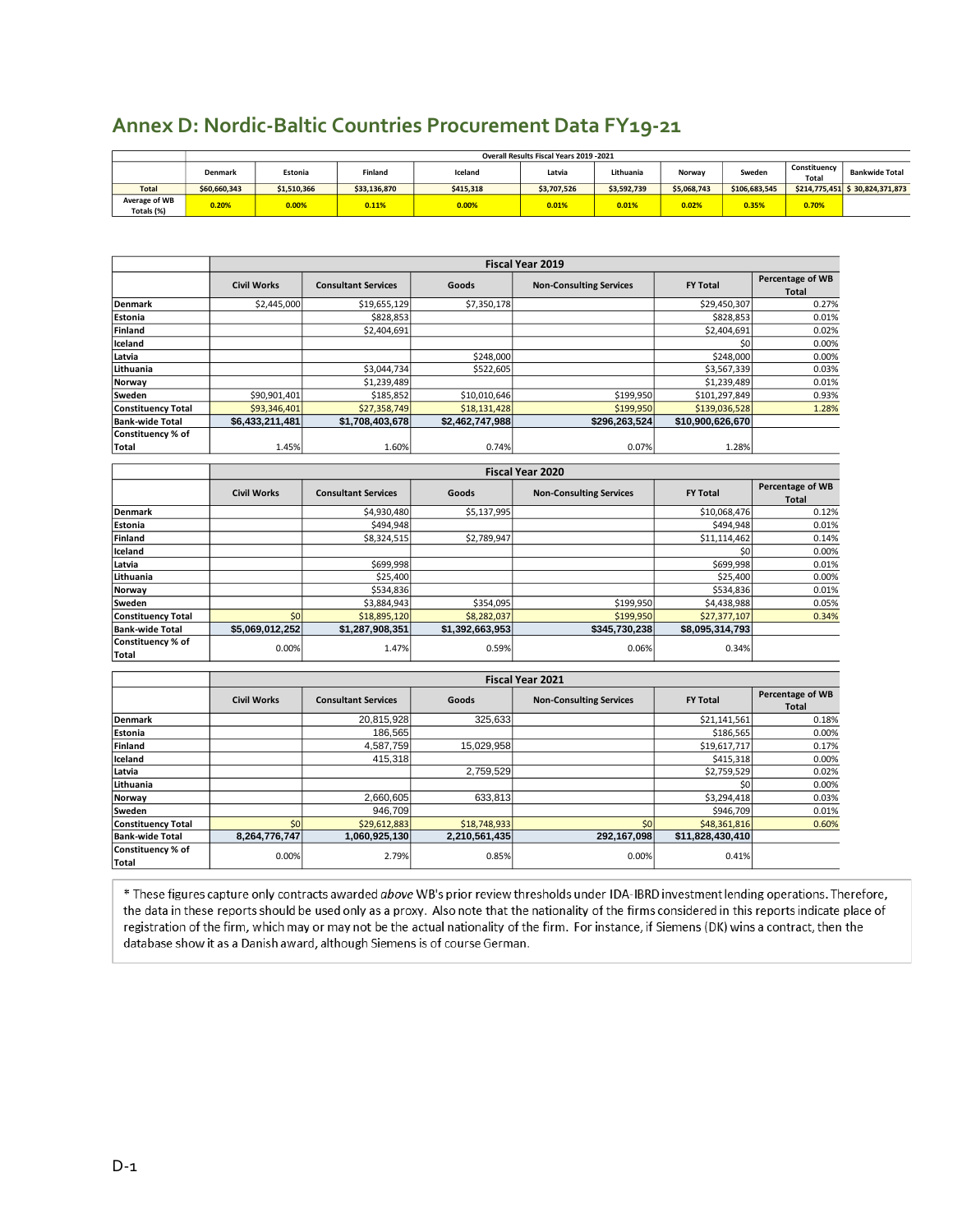# Annex D: Nordic-Baltic Countries Procurement Data FY19-21

| | Overall Results Fiscal Years 2019 -2021 | | | | | | | | | |
|---|---|---|---|---|---|---|---|---|---|---|
| | Denmark | Estonia | Finland | Iceland | Latvia | Lithuania | Norway | Sweden | Constituency Total | Bankwide Total |
| Total | $60,660,343 | $1,510,366 | $33,136,870 | $415,318 | $3,707,526 | $3,592,739 | $5,068,743 | $106,683,545 | $214,775,451 | $ 30,824,371,873 |
| Average of WB Totals (%) | 0.20% | 0.00% | 0.11% | 0.00% | 0.01% | 0.01% | 0.02% | 0.35% | 0.70% | |

| | Fiscal Year 2019 | | | | | |
|---|---|---|---|---|---|---|
| | Civil Works | Consultant Services | Goods | Non-Consulting Services | FY Total | Percentage of WB Total |
| Denmark | $2,445,000 | $19,655,129 | $7,350,178 | | $29,450,307 | 0.27% |
| Estonia | | $828,853 | | | $828,853 | 0.01% |
| Finland | | $2,404,691 | | | $2,404,691 | 0.02% |
| Iceland | | | | | $0 | 0.00% |
| Latvia | | | $248,000 | | $248,000 | 0.00% |
| Lithuania | | $3,044,734 | $522,605 | | $3,567,339 | 0.03% |
| Norway | | $1,239,489 | | | $1,239,489 | 0.01% |
| Sweden | $90,901,401 | $185,852 | $10,010,646 | $199,950 | $101,297,849 | 0.93% |
| Constituency Total | $93,346,401 | $27,358,749 | $18,131,428 | $199,950 | $139,036,528 | 1.28% |
| Bank-wide Total | $6,433,211,481 | $1,708,403,678 | $2,462,747,988 | $296,263,524 | $10,900,626,670 | |
| Constituency % of Total | 1.45% | 1.60% | 0.74% | 0.07% | 1.28% | |

| | Fiscal Year 2020 | | | | | |
|---|---|---|---|---|---|---|
| | Civil Works | Consultant Services | Goods | Non-Consulting Services | FY Total | Percentage of WB Total |
| Denmark | | $4,930,480 | $5,137,995 | | $10,068,476 | 0.12% |
| Estonia | | $494,948 | | | $494,948 | 0.01% |
| Finland | | $8,324,515 | $2,789,947 | | $11,114,462 | 0.14% |
| Iceland | | | | | $0 | 0.00% |
| Latvia | | $699,998 | | | $699,998 | 0.01% |
| Lithuania | | $25,400 | | | $25,400 | 0.00% |
| Norway | | $534,836 | | | $534,836 | 0.01% |
| Sweden | | $3,884,943 | $354,095 | $199,950 | $4,438,988 | 0.05% |
| Constituency Total | $0 | $18,895,120 | $8,282,037 | $199,950 | $27,377,107 | 0.34% |
| Bank-wide Total | $5,069,012,252 | $1,287,908,351 | $1,392,663,953 | $345,730,238 | $8,095,314,793 | |
| Constituency % of Total | 0.00% | 1.47% | 0.59% | 0.06% | 0.34% | |

| | Fiscal Year 2021 | | | | | |
|---|---|---|---|---|---|---|
| | Civil Works | Consultant Services | Goods | Non-Consulting Services | FY Total | Percentage of WB Total |
| Denmark | | 20,815,928 | 325,633 | | $21,141,561 | 0.18% |
| Estonia | | 186,565 | | | $186,565 | 0.00% |
| Finland | | 4,587,759 | 15,029,958 | | $19,617,717 | 0.17% |
| Iceland | | 415,318 | | | $415,318 | 0.00% |
| Latvia | | | 2,759,529 | | $2,759,529 | 0.02% |
| Lithuania | | | | | $0 | 0.00% |
| Norway | | 2,660,605 | 633,813 | | $3,294,418 | 0.03% |
| Sweden | | 946,709 | | | $946,709 | 0.01% |
| Constituency Total | $0 | $29,612,883 | $18,748,933 | $0 | $48,361,816 | 0.60% |
| Bank-wide Total | 8,264,776,747 | 1,060,925,130 | 2,210,561,435 | 292,167,098 | $11,828,430,410 | |
| Constituency % of Total | 0.00% | 2.79% | 0.85% | 0.00% | 0.41% | |

* These figures capture only contracts awarded *above* WB's prior review thresholds under IDA-IBRD investment lending operations. Therefore, the data in these reports should be used only as a proxy. Also note that the nationality of the firms considered in this reports indicate place of registration of the firm, which may or may not be the actual nationality of the firm. For instance, if Siemens (DK) wins a contract, then the database show it as a Danish award, although Siemens is of course German.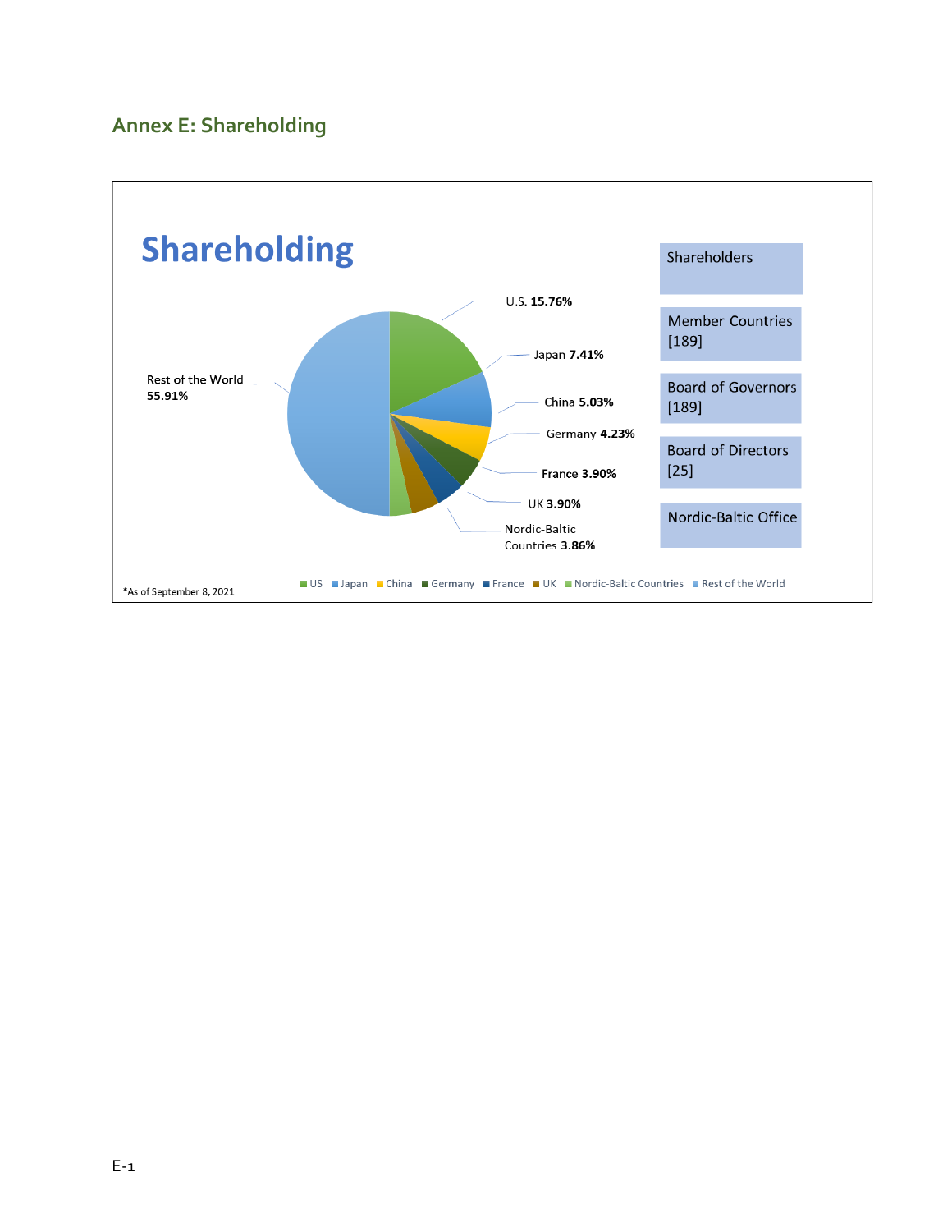## Annex E: Shareholding

# Shareholding

| Shareholders | Share |
|---|---|
| U.S. | 15.76% |
| Japan | 7.41% |
| China | 5.03% |
| Germany | 4.23% |
| France | 3.90% |
| UK | 3.90% |
| Nordic-Baltic Countries | 3.86% |
| Rest of the World | 55.91% |

Shareholders

Member Countries [189]

Board of Governors [189]

Board of Directors [25]

Nordic-Baltic Office

*As of September 8, 2021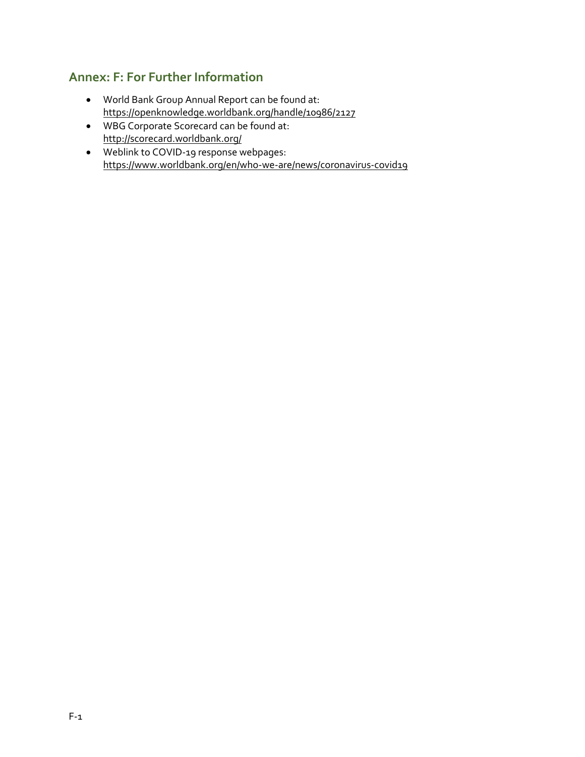## Annex: F: For Further Information

- World Bank Group Annual Report can be found at: https://openknowledge.worldbank.org/handle/10986/2127
- WBG Corporate Scorecard can be found at: http://scorecard.worldbank.org/
- Weblink to COVID-19 response webpages: https://www.worldbank.org/en/who-we-are/news/coronavirus-covid19